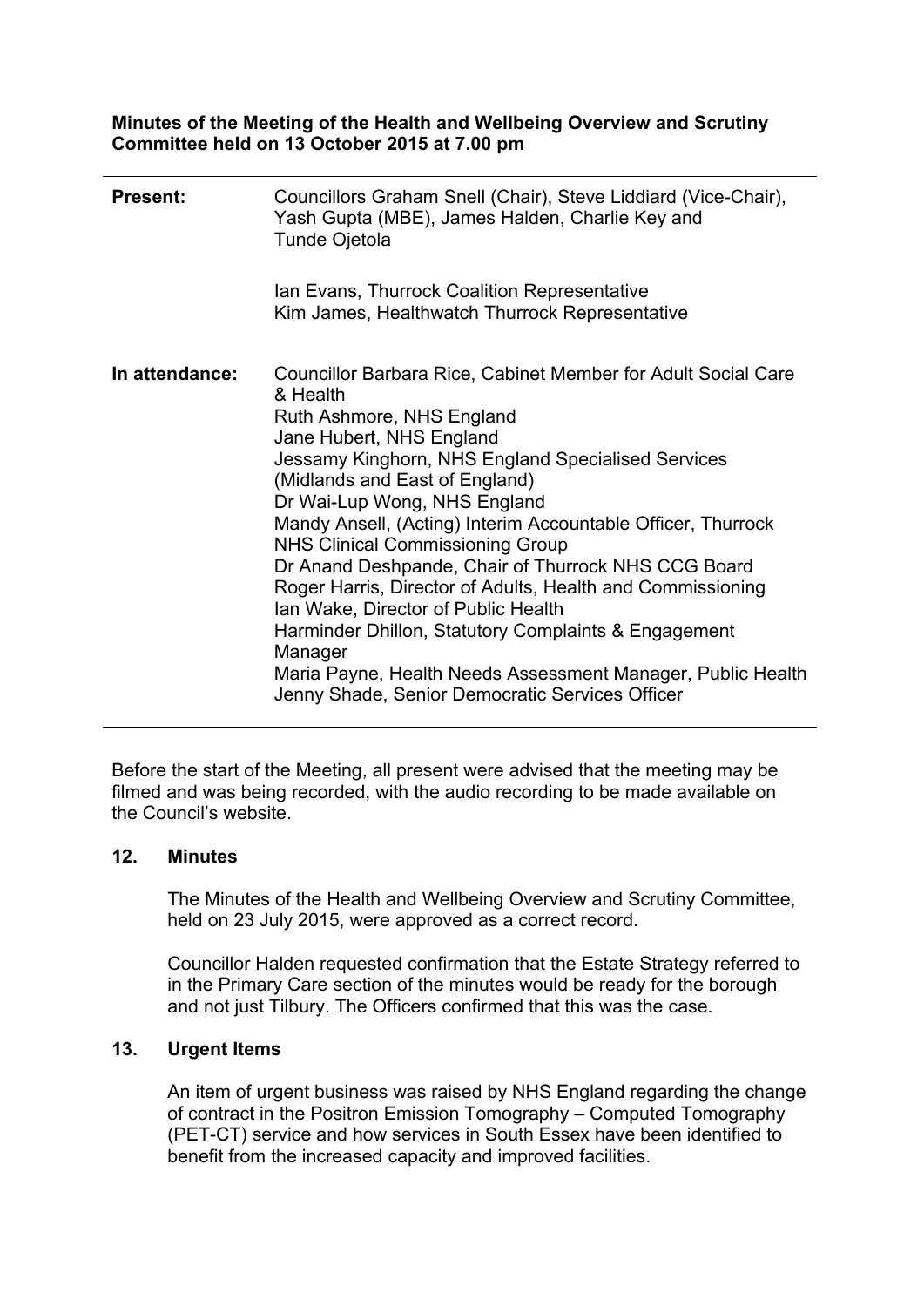**Minutes of the Meeting of the Health and Wellbeing Overview and Scrutiny Committee held on 13 October 2015 at 7.00 pm**

---

| | |
|---|---|
| **Present:** | Councillors Graham Snell (Chair), Steve Liddiard (Vice-Chair), Yash Gupta (MBE), James Halden, Charlie Key and Tunde Ojetola<br><br>Ian Evans, Thurrock Coalition Representative<br>Kim James, Healthwatch Thurrock Representative |
| **In attendance:** | Councillor Barbara Rice, Cabinet Member for Adult Social Care & Health<br>Ruth Ashmore, NHS England<br>Jane Hubert, NHS England<br>Jessamy Kinghorn, NHS England Specialised Services (Midlands and East of England)<br>Dr Wai-Lup Wong, NHS England<br>Mandy Ansell, (Acting) Interim Accountable Officer, Thurrock NHS Clinical Commissioning Group<br>Dr Anand Deshpande, Chair of Thurrock NHS CCG Board<br>Roger Harris, Director of Adults, Health and Commissioning<br>Ian Wake, Director of Public Health<br>Harminder Dhillon, Statutory Complaints & Engagement Manager<br>Maria Payne, Health Needs Assessment Manager, Public Health<br>Jenny Shade, Senior Democratic Services Officer |

---

Before the start of the Meeting, all present were advised that the meeting may be filmed and was being recorded, with the audio recording to be made available on the Council's website.

## 12. Minutes

The Minutes of the Health and Wellbeing Overview and Scrutiny Committee, held on 23 July 2015, were approved as a correct record.

Councillor Halden requested confirmation that the Estate Strategy referred to in the Primary Care section of the minutes would be ready for the borough and not just Tilbury. The Officers confirmed that this was the case.

## 13. Urgent Items

An item of urgent business was raised by NHS England regarding the change of contract in the Positron Emission Tomography – Computed Tomography (PET-CT) service and how services in South Essex have been identified to benefit from the increased capacity and improved facilities.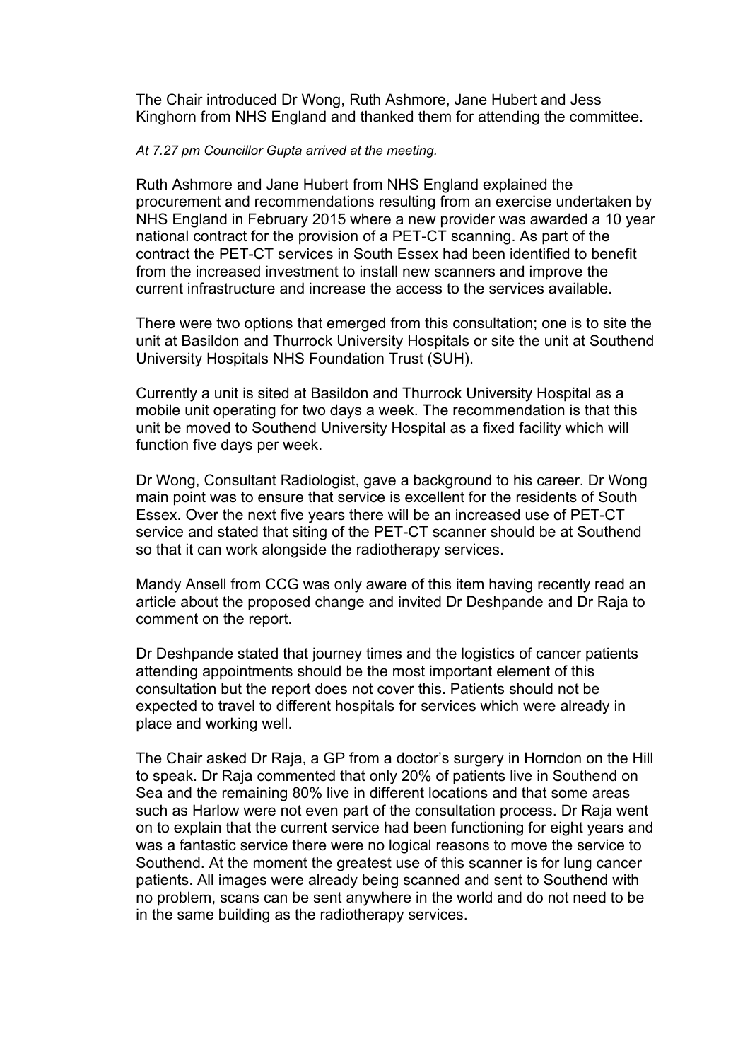The Chair introduced Dr Wong, Ruth Ashmore, Jane Hubert and Jess Kinghorn from NHS England and thanked them for attending the committee.

*At 7.27 pm Councillor Gupta arrived at the meeting.*

Ruth Ashmore and Jane Hubert from NHS England explained the procurement and recommendations resulting from an exercise undertaken by NHS England in February 2015 where a new provider was awarded a 10 year national contract for the provision of a PET-CT scanning. As part of the contract the PET-CT services in South Essex had been identified to benefit from the increased investment to install new scanners and improve the current infrastructure and increase the access to the services available.

There were two options that emerged from this consultation; one is to site the unit at Basildon and Thurrock University Hospitals or site the unit at Southend University Hospitals NHS Foundation Trust (SUH).

Currently a unit is sited at Basildon and Thurrock University Hospital as a mobile unit operating for two days a week. The recommendation is that this unit be moved to Southend University Hospital as a fixed facility which will function five days per week.

Dr Wong, Consultant Radiologist, gave a background to his career. Dr Wong main point was to ensure that service is excellent for the residents of South Essex. Over the next five years there will be an increased use of PET-CT service and stated that siting of the PET-CT scanner should be at Southend so that it can work alongside the radiotherapy services.

Mandy Ansell from CCG was only aware of this item having recently read an article about the proposed change and invited Dr Deshpande and Dr Raja to comment on the report.

Dr Deshpande stated that journey times and the logistics of cancer patients attending appointments should be the most important element of this consultation but the report does not cover this. Patients should not be expected to travel to different hospitals for services which were already in place and working well.

The Chair asked Dr Raja, a GP from a doctor's surgery in Horndon on the Hill to speak. Dr Raja commented that only 20% of patients live in Southend on Sea and the remaining 80% live in different locations and that some areas such as Harlow were not even part of the consultation process. Dr Raja went on to explain that the current service had been functioning for eight years and was a fantastic service there were no logical reasons to move the service to Southend. At the moment the greatest use of this scanner is for lung cancer patients. All images were already being scanned and sent to Southend with no problem, scans can be sent anywhere in the world and do not need to be in the same building as the radiotherapy services.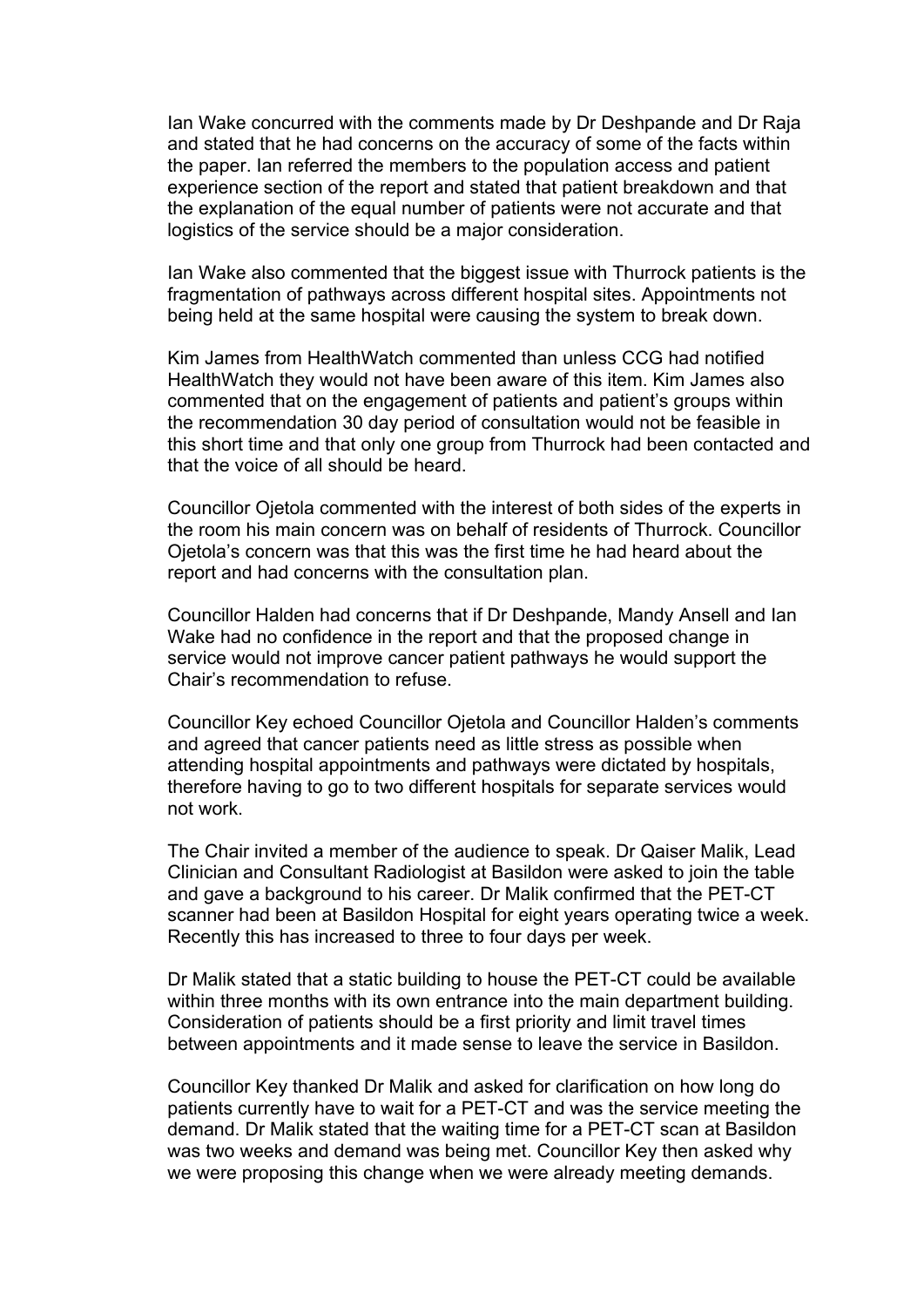Ian Wake concurred with the comments made by Dr Deshpande and Dr Raja and stated that he had concerns on the accuracy of some of the facts within the paper. Ian referred the members to the population access and patient experience section of the report and stated that patient breakdown and that the explanation of the equal number of patients were not accurate and that logistics of the service should be a major consideration.

Ian Wake also commented that the biggest issue with Thurrock patients is the fragmentation of pathways across different hospital sites. Appointments not being held at the same hospital were causing the system to break down.

Kim James from HealthWatch commented than unless CCG had notified HealthWatch they would not have been aware of this item. Kim James also commented that on the engagement of patients and patient's groups within the recommendation 30 day period of consultation would not be feasible in this short time and that only one group from Thurrock had been contacted and that the voice of all should be heard.

Councillor Ojetola commented with the interest of both sides of the experts in the room his main concern was on behalf of residents of Thurrock. Councillor Ojetola's concern was that this was the first time he had heard about the report and had concerns with the consultation plan.

Councillor Halden had concerns that if Dr Deshpande, Mandy Ansell and Ian Wake had no confidence in the report and that the proposed change in service would not improve cancer patient pathways he would support the Chair's recommendation to refuse.

Councillor Key echoed Councillor Ojetola and Councillor Halden's comments and agreed that cancer patients need as little stress as possible when attending hospital appointments and pathways were dictated by hospitals, therefore having to go to two different hospitals for separate services would not work.

The Chair invited a member of the audience to speak. Dr Qaiser Malik, Lead Clinician and Consultant Radiologist at Basildon were asked to join the table and gave a background to his career. Dr Malik confirmed that the PET-CT scanner had been at Basildon Hospital for eight years operating twice a week. Recently this has increased to three to four days per week.

Dr Malik stated that a static building to house the PET-CT could be available within three months with its own entrance into the main department building. Consideration of patients should be a first priority and limit travel times between appointments and it made sense to leave the service in Basildon.

Councillor Key thanked Dr Malik and asked for clarification on how long do patients currently have to wait for a PET-CT and was the service meeting the demand. Dr Malik stated that the waiting time for a PET-CT scan at Basildon was two weeks and demand was being met. Councillor Key then asked why we were proposing this change when we were already meeting demands.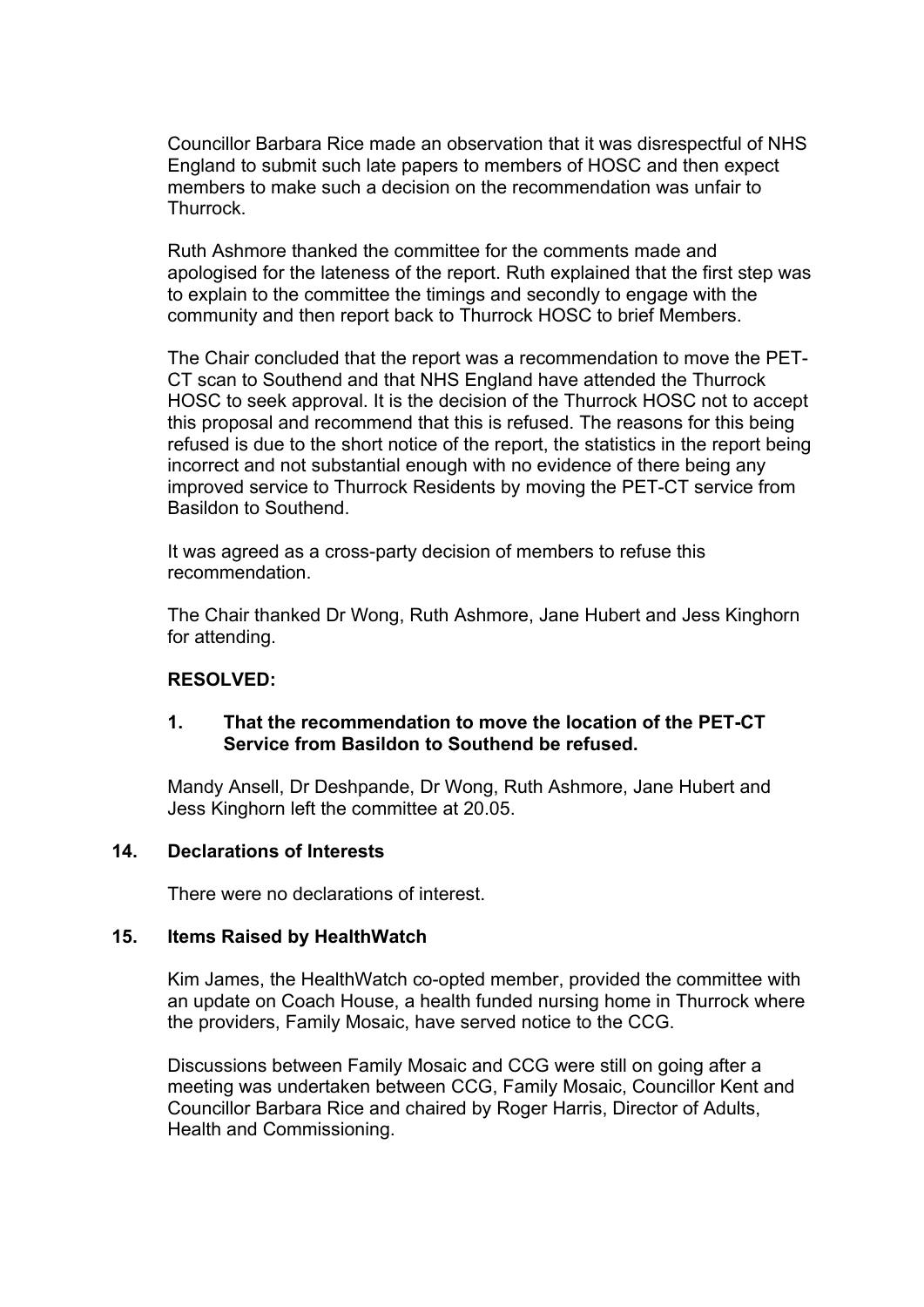Councillor Barbara Rice made an observation that it was disrespectful of NHS England to submit such late papers to members of HOSC and then expect members to make such a decision on the recommendation was unfair to Thurrock.

Ruth Ashmore thanked the committee for the comments made and apologised for the lateness of the report. Ruth explained that the first step was to explain to the committee the timings and secondly to engage with the community and then report back to Thurrock HOSC to brief Members.

The Chair concluded that the report was a recommendation to move the PET-CT scan to Southend and that NHS England have attended the Thurrock HOSC to seek approval. It is the decision of the Thurrock HOSC not to accept this proposal and recommend that this is refused. The reasons for this being refused is due to the short notice of the report, the statistics in the report being incorrect and not substantial enough with no evidence of there being any improved service to Thurrock Residents by moving the PET-CT service from Basildon to Southend.

It was agreed as a cross-party decision of members to refuse this recommendation.

The Chair thanked Dr Wong, Ruth Ashmore, Jane Hubert and Jess Kinghorn for attending.

**RESOLVED:**

1. **That the recommendation to move the location of the PET-CT Service from Basildon to Southend be refused.**

Mandy Ansell, Dr Deshpande, Dr Wong, Ruth Ashmore, Jane Hubert and Jess Kinghorn left the committee at 20.05.

## 14. Declarations of Interests

There were no declarations of interest.

## 15. Items Raised by HealthWatch

Kim James, the HealthWatch co-opted member, provided the committee with an update on Coach House, a health funded nursing home in Thurrock where the providers, Family Mosaic, have served notice to the CCG.

Discussions between Family Mosaic and CCG were still on going after a meeting was undertaken between CCG, Family Mosaic, Councillor Kent and Councillor Barbara Rice and chaired by Roger Harris, Director of Adults, Health and Commissioning.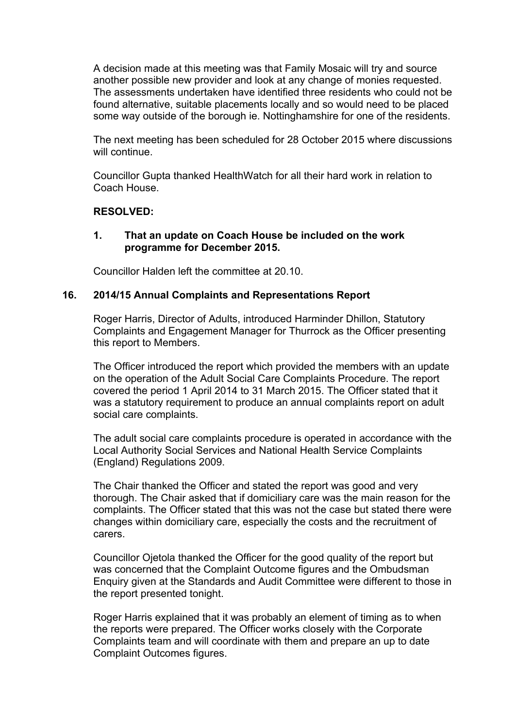A decision made at this meeting was that Family Mosaic will try and source another possible new provider and look at any change of monies requested. The assessments undertaken have identified three residents who could not be found alternative, suitable placements locally and so would need to be placed some way outside of the borough ie. Nottinghamshire for one of the residents.

The next meeting has been scheduled for 28 October 2015 where discussions will continue.

Councillor Gupta thanked HealthWatch for all their hard work in relation to Coach House.

**RESOLVED:**

1. **That an update on Coach House be included on the work programme for December 2015.**

Councillor Halden left the committee at 20.10.

## 16. 2014/15 Annual Complaints and Representations Report

Roger Harris, Director of Adults, introduced Harminder Dhillon, Statutory Complaints and Engagement Manager for Thurrock as the Officer presenting this report to Members.

The Officer introduced the report which provided the members with an update on the operation of the Adult Social Care Complaints Procedure. The report covered the period 1 April 2014 to 31 March 2015. The Officer stated that it was a statutory requirement to produce an annual complaints report on adult social care complaints.

The adult social care complaints procedure is operated in accordance with the Local Authority Social Services and National Health Service Complaints (England) Regulations 2009.

The Chair thanked the Officer and stated the report was good and very thorough. The Chair asked that if domiciliary care was the main reason for the complaints. The Officer stated that this was not the case but stated there were changes within domiciliary care, especially the costs and the recruitment of carers.

Councillor Ojetola thanked the Officer for the good quality of the report but was concerned that the Complaint Outcome figures and the Ombudsman Enquiry given at the Standards and Audit Committee were different to those in the report presented tonight.

Roger Harris explained that it was probably an element of timing as to when the reports were prepared. The Officer works closely with the Corporate Complaints team and will coordinate with them and prepare an up to date Complaint Outcomes figures.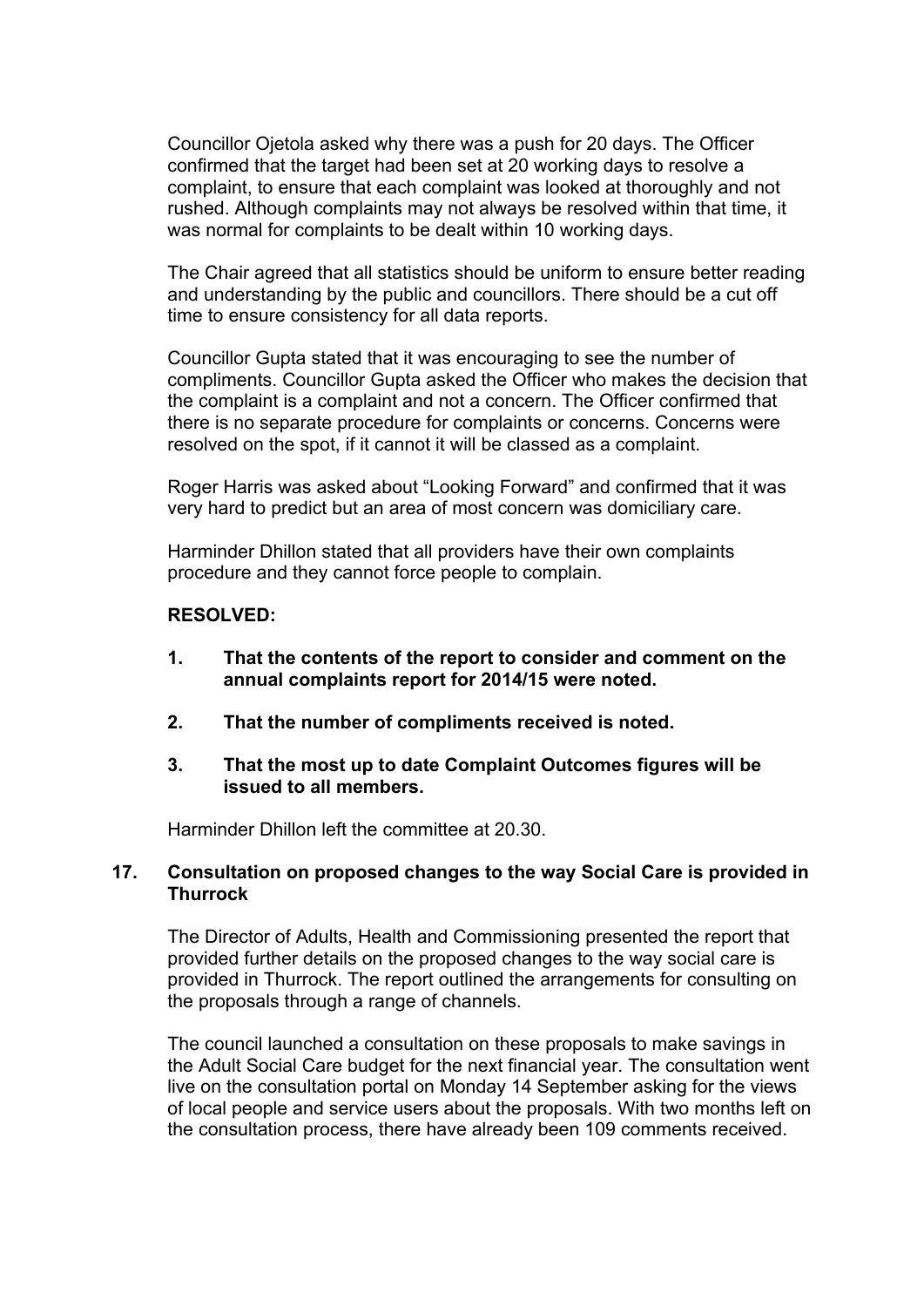Councillor Ojetola asked why there was a push for 20 days. The Officer confirmed that the target had been set at 20 working days to resolve a complaint, to ensure that each complaint was looked at thoroughly and not rushed. Although complaints may not always be resolved within that time, it was normal for complaints to be dealt within 10 working days.

The Chair agreed that all statistics should be uniform to ensure better reading and understanding by the public and councillors. There should be a cut off time to ensure consistency for all data reports.

Councillor Gupta stated that it was encouraging to see the number of compliments. Councillor Gupta asked the Officer who makes the decision that the complaint is a complaint and not a concern. The Officer confirmed that there is no separate procedure for complaints or concerns. Concerns were resolved on the spot, if it cannot it will be classed as a complaint.

Roger Harris was asked about "Looking Forward" and confirmed that it was very hard to predict but an area of most concern was domiciliary care.

Harminder Dhillon stated that all providers have their own complaints procedure and they cannot force people to complain.

**RESOLVED:**

1. **That the contents of the report to consider and comment on the annual complaints report for 2014/15 were noted.**

2. **That the number of compliments received is noted.**

3. **That the most up to date Complaint Outcomes figures will be issued to all members.**

Harminder Dhillon left the committee at 20.30.

## 17. Consultation on proposed changes to the way Social Care is provided in Thurrock

The Director of Adults, Health and Commissioning presented the report that provided further details on the proposed changes to the way social care is provided in Thurrock. The report outlined the arrangements for consulting on the proposals through a range of channels.

The council launched a consultation on these proposals to make savings in the Adult Social Care budget for the next financial year. The consultation went live on the consultation portal on Monday 14 September asking for the views of local people and service users about the proposals. With two months left on the consultation process, there have already been 109 comments received.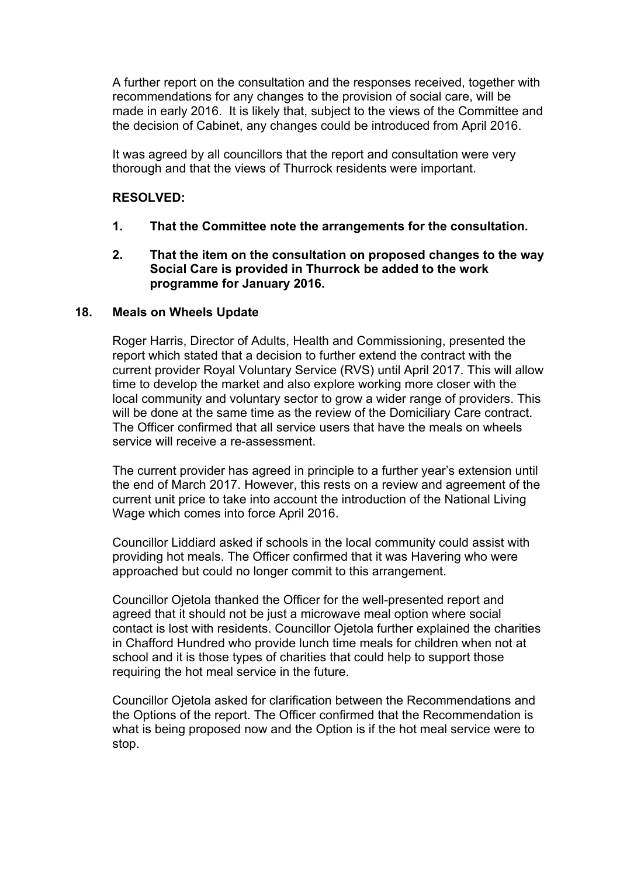A further report on the consultation and the responses received, together with recommendations for any changes to the provision of social care, will be made in early 2016. It is likely that, subject to the views of the Committee and the decision of Cabinet, any changes could be introduced from April 2016.

It was agreed by all councillors that the report and consultation were very thorough and that the views of Thurrock residents were important.

**RESOLVED:**

1. **That the Committee note the arrangements for the consultation.**

2. **That the item on the consultation on proposed changes to the way Social Care is provided in Thurrock be added to the work programme for January 2016.**

## 18. Meals on Wheels Update

Roger Harris, Director of Adults, Health and Commissioning, presented the report which stated that a decision to further extend the contract with the current provider Royal Voluntary Service (RVS) until April 2017. This will allow time to develop the market and also explore working more closer with the local community and voluntary sector to grow a wider range of providers. This will be done at the same time as the review of the Domiciliary Care contract. The Officer confirmed that all service users that have the meals on wheels service will receive a re-assessment.

The current provider has agreed in principle to a further year's extension until the end of March 2017. However, this rests on a review and agreement of the current unit price to take into account the introduction of the National Living Wage which comes into force April 2016.

Councillor Liddiard asked if schools in the local community could assist with providing hot meals. The Officer confirmed that it was Havering who were approached but could no longer commit to this arrangement.

Councillor Ojetola thanked the Officer for the well-presented report and agreed that it should not be just a microwave meal option where social contact is lost with residents. Councillor Ojetola further explained the charities in Chafford Hundred who provide lunch time meals for children when not at school and it is those types of charities that could help to support those requiring the hot meal service in the future.

Councillor Ojetola asked for clarification between the Recommendations and the Options of the report. The Officer confirmed that the Recommendation is what is being proposed now and the Option is if the hot meal service were to stop.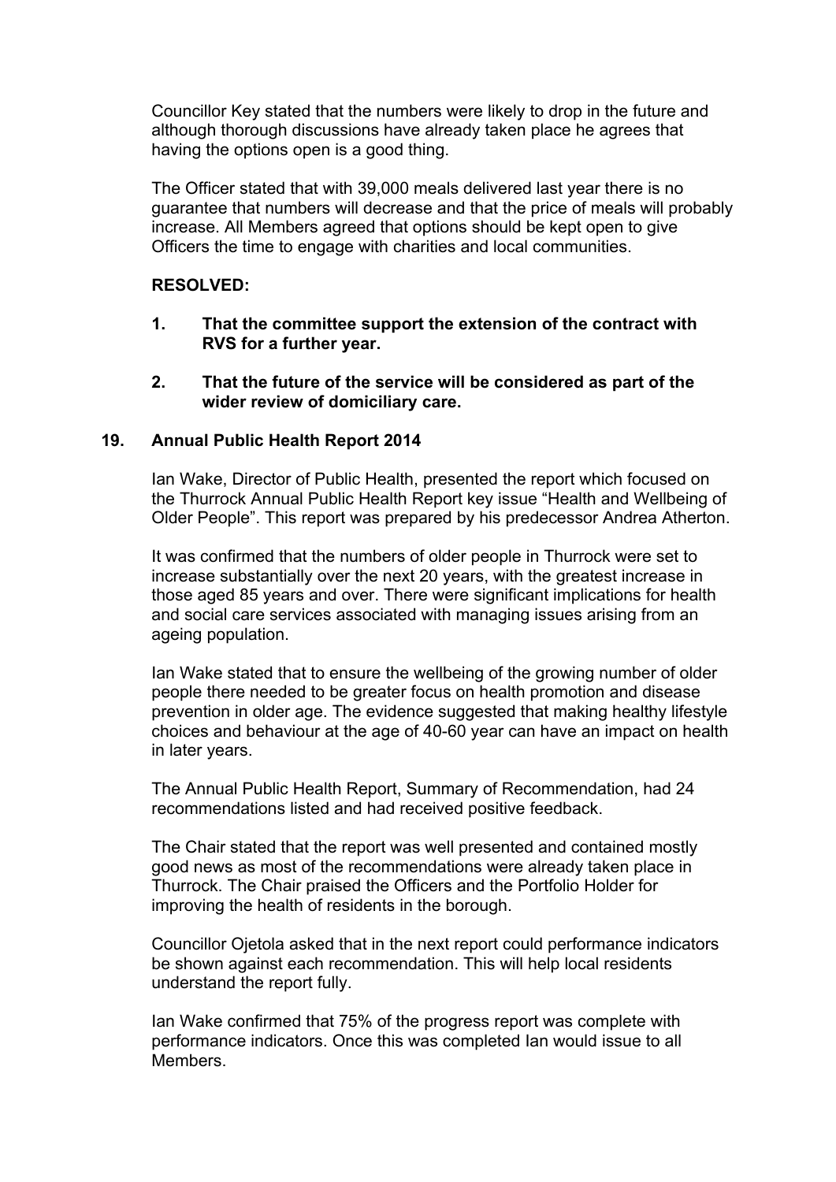Councillor Key stated that the numbers were likely to drop in the future and although thorough discussions have already taken place he agrees that having the options open is a good thing.

The Officer stated that with 39,000 meals delivered last year there is no guarantee that numbers will decrease and that the price of meals will probably increase. All Members agreed that options should be kept open to give Officers the time to engage with charities and local communities.

**RESOLVED:**

1. **That the committee support the extension of the contract with RVS for a further year.**

2. **That the future of the service will be considered as part of the wider review of domiciliary care.**

## 19. Annual Public Health Report 2014

Ian Wake, Director of Public Health, presented the report which focused on the Thurrock Annual Public Health Report key issue "Health and Wellbeing of Older People". This report was prepared by his predecessor Andrea Atherton.

It was confirmed that the numbers of older people in Thurrock were set to increase substantially over the next 20 years, with the greatest increase in those aged 85 years and over. There were significant implications for health and social care services associated with managing issues arising from an ageing population.

Ian Wake stated that to ensure the wellbeing of the growing number of older people there needed to be greater focus on health promotion and disease prevention in older age. The evidence suggested that making healthy lifestyle choices and behaviour at the age of 40-60 year can have an impact on health in later years.

The Annual Public Health Report, Summary of Recommendation, had 24 recommendations listed and had received positive feedback.

The Chair stated that the report was well presented and contained mostly good news as most of the recommendations were already taken place in Thurrock. The Chair praised the Officers and the Portfolio Holder for improving the health of residents in the borough.

Councillor Ojetola asked that in the next report could performance indicators be shown against each recommendation. This will help local residents understand the report fully.

Ian Wake confirmed that 75% of the progress report was complete with performance indicators. Once this was completed Ian would issue to all Members.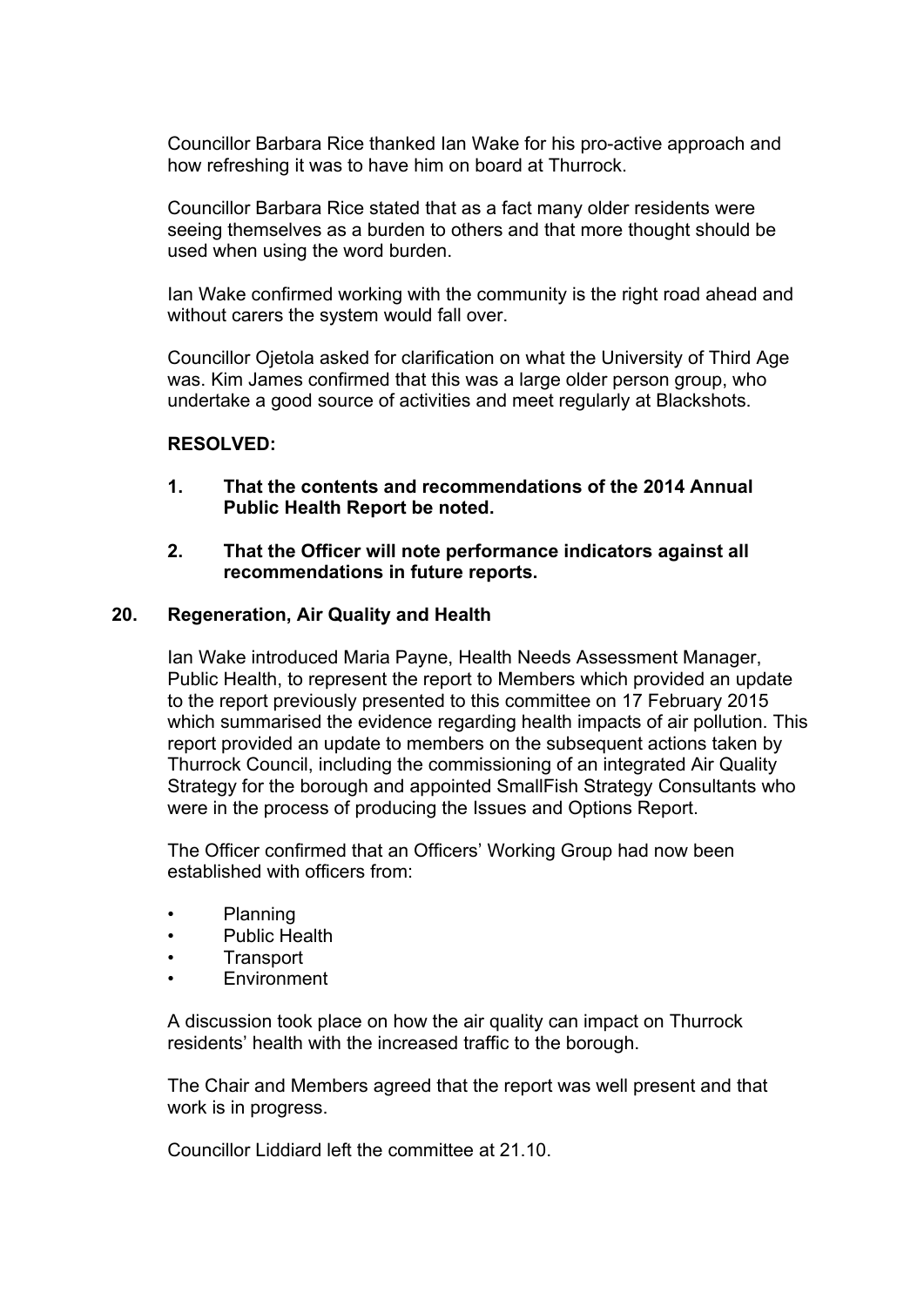Councillor Barbara Rice thanked Ian Wake for his pro-active approach and how refreshing it was to have him on board at Thurrock.

Councillor Barbara Rice stated that as a fact many older residents were seeing themselves as a burden to others and that more thought should be used when using the word burden.

Ian Wake confirmed working with the community is the right road ahead and without carers the system would fall over.

Councillor Ojetola asked for clarification on what the University of Third Age was. Kim James confirmed that this was a large older person group, who undertake a good source of activities and meet regularly at Blackshots.

**RESOLVED:**

1. **That the contents and recommendations of the 2014 Annual Public Health Report be noted.**

2. **That the Officer will note performance indicators against all recommendations in future reports.**

## 20. Regeneration, Air Quality and Health

Ian Wake introduced Maria Payne, Health Needs Assessment Manager, Public Health, to represent the report to Members which provided an update to the report previously presented to this committee on 17 February 2015 which summarised the evidence regarding health impacts of air pollution. This report provided an update to members on the subsequent actions taken by Thurrock Council, including the commissioning of an integrated Air Quality Strategy for the borough and appointed SmallFish Strategy Consultants who were in the process of producing the Issues and Options Report.

The Officer confirmed that an Officers' Working Group had now been established with officers from:

- Planning
- Public Health
- Transport
- Environment

A discussion took place on how the air quality can impact on Thurrock residents' health with the increased traffic to the borough.

The Chair and Members agreed that the report was well present and that work is in progress.

Councillor Liddiard left the committee at 21.10.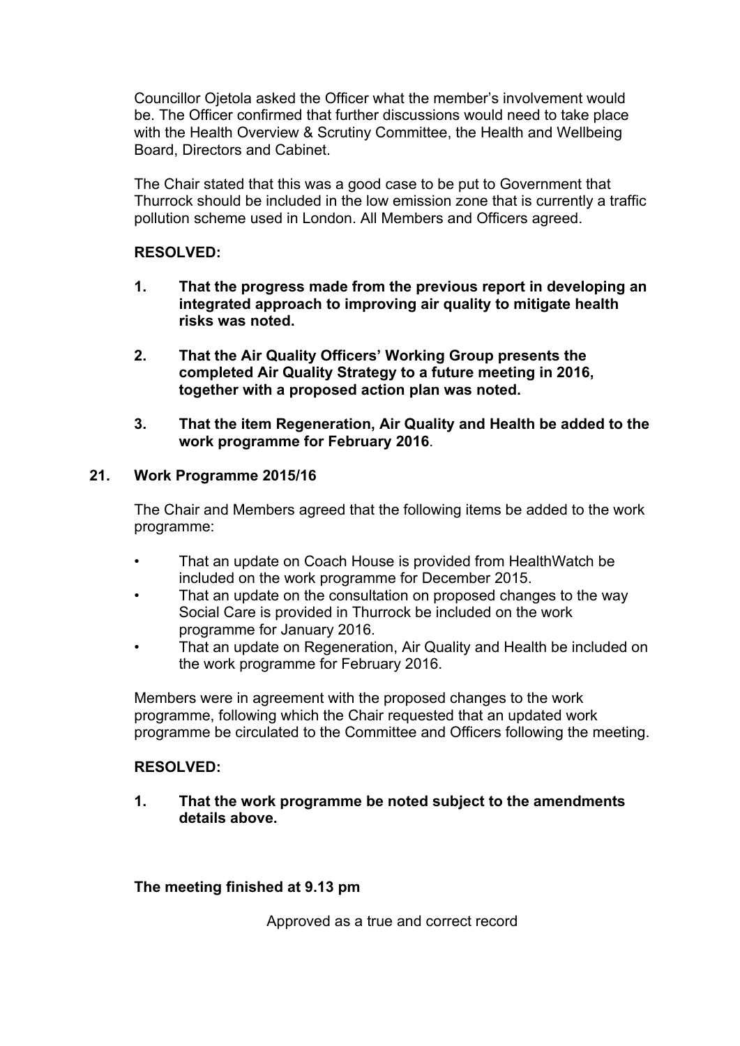Councillor Ojetola asked the Officer what the member's involvement would be. The Officer confirmed that further discussions would need to take place with the Health Overview & Scrutiny Committee, the Health and Wellbeing Board, Directors and Cabinet.

The Chair stated that this was a good case to be put to Government that Thurrock should be included in the low emission zone that is currently a traffic pollution scheme used in London. All Members and Officers agreed.

**RESOLVED:**

1. **That the progress made from the previous report in developing an integrated approach to improving air quality to mitigate health risks was noted.**

2. **That the Air Quality Officers' Working Group presents the completed Air Quality Strategy to a future meeting in 2016, together with a proposed action plan was noted.**

3. **That the item Regeneration, Air Quality and Health be added to the work programme for February 2016**.

## 21. Work Programme 2015/16

The Chair and Members agreed that the following items be added to the work programme:

- That an update on Coach House is provided from HealthWatch be included on the work programme for December 2015.
- That an update on the consultation on proposed changes to the way Social Care is provided in Thurrock be included on the work programme for January 2016.
- That an update on Regeneration, Air Quality and Health be included on the work programme for February 2016.

Members were in agreement with the proposed changes to the work programme, following which the Chair requested that an updated work programme be circulated to the Committee and Officers following the meeting.

**RESOLVED:**

1. **That the work programme be noted subject to the amendments details above.**

**The meeting finished at 9.13 pm**

Approved as a true and correct record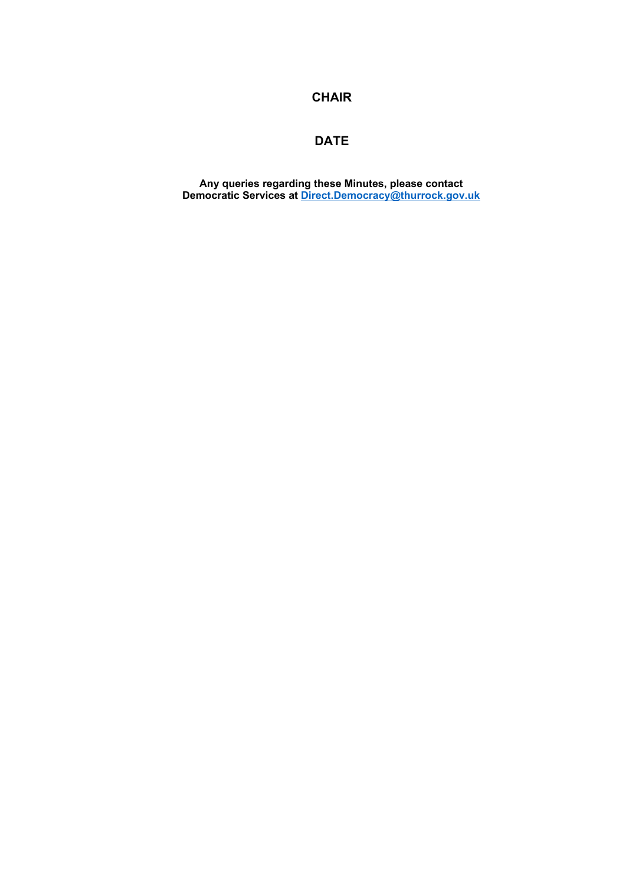**CHAIR**

**DATE**

**Any queries regarding these Minutes, please contact Democratic Services at Direct.Democracy@thurrock.gov.uk**